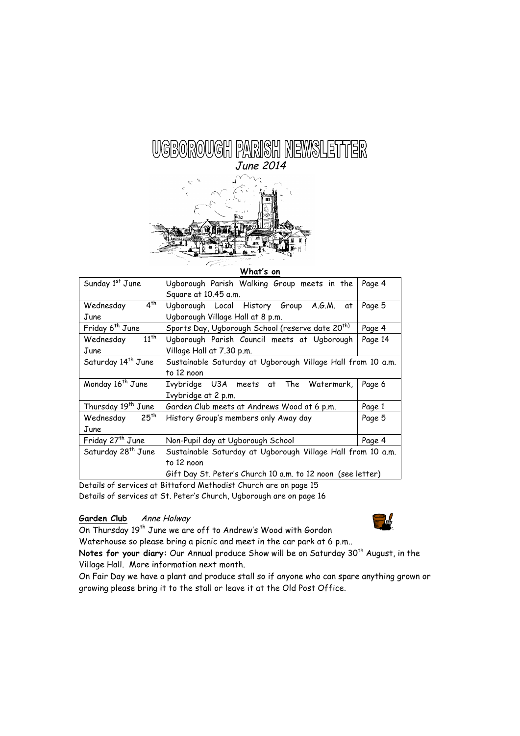# UGBOROUGH PARISH NEWSLETTER

*June 2014*

**What's on**

| Date | Event | Page |
|---|---|---|
| Sunday 1st June | Ugborough Parish Walking Group meets in the Square at 10.45 a.m. | Page 4 |
| Wednesday 4th June | Ugborough Local History Group A.G.M. at Ugborough Village Hall at 8 p.m. | Page 5 |
| Friday 6th June | Sports Day, Ugborough School (reserve date 20th) | Page 4 |
| Wednesday 11th June | Ugborough Parish Council meets at Ugborough Village Hall at 7.30 p.m. | Page 14 |
| Saturday 14th June | Sustainable Saturday at Ugborough Village Hall from 10 a.m. to 12 noon | |
| Monday 16th June | Ivybridge U3A meets at The Watermark, Ivybridge at 2 p.m. | Page 6 |
| Thursday 19th June | Garden Club meets at Andrews Wood at 6 p.m. | Page 1 |
| Wednesday 25th June | History Group's members only Away day | Page 5 |
| Friday 27th June | Non-Pupil day at Ugborough School | Page 4 |
| Saturday 28th June | Sustainable Saturday at Ugborough Village Hall from 10 a.m. to 12 noon<br>Gift Day St. Peter's Church 10 a.m. to 12 noon (see letter) | |

Details of services at Bittaford Methodist Church are on page 15

Details of services at St. Peter's Church, Ugborough are on page 16

## Garden Club

*Anne Holway*

On Thursday 19th June we are off to Andrew's Wood with Gordon Waterhouse so please bring a picnic and meet in the car park at 6 p.m..

**Notes for your diary:** Our Annual produce Show will be on Saturday 30th August, in the Village Hall. More information next month.

On Fair Day we have a plant and produce stall so if anyone who can spare anything grown or growing please bring it to the stall or leave it at the Old Post Office.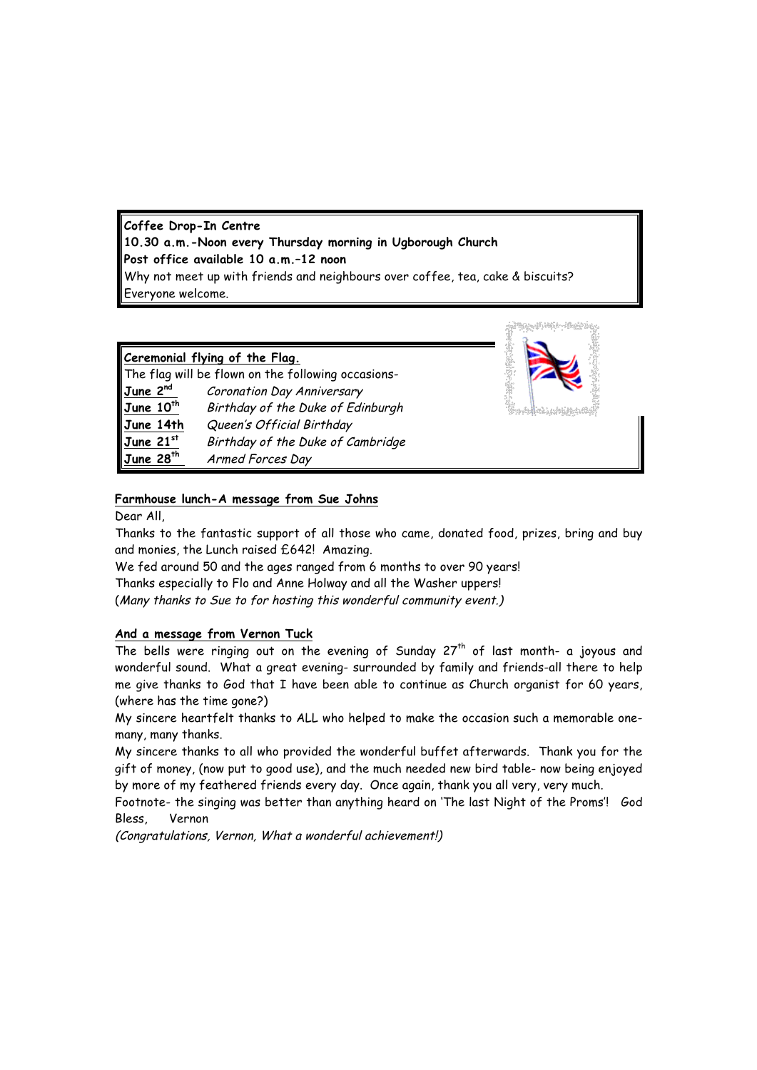**Coffee Drop-In Centre**
**10.30 a.m.-Noon every Thursday morning in Ugborough Church**
**Post office available 10 a.m.–12 noon**
Why not meet up with friends and neighbours over coffee, tea, cake & biscuits?
Everyone welcome.

**Ceremonial flying of the Flag.**

The flag will be flown on the following occasions-

| | |
|---|---|
| **June 2nd** | *Coronation Day Anniversary* |
| **June 10th** | *Birthday of the Duke of Edinburgh* |
| **June 14th** | *Queen's Official Birthday* |
| **June 21st** | *Birthday of the Duke of Cambridge* |
| **June 28th** | *Armed Forces Day* |

**Farmhouse lunch-A message from Sue Johns**

Dear All,

Thanks to the fantastic support of all those who came, donated food, prizes, bring and buy and monies, the Lunch raised £642! Amazing.

We fed around 50 and the ages ranged from 6 months to over 90 years!

Thanks especially to Flo and Anne Holway and all the Washer uppers!

(*Many thanks to Sue to for hosting this wonderful community event.)*

**And a message from Vernon Tuck**

The bells were ringing out on the evening of Sunday 27th of last month- a joyous and wonderful sound. What a great evening- surrounded by family and friends-all there to help me give thanks to God that I have been able to continue as Church organist for 60 years, (where has the time gone?)

My sincere heartfelt thanks to ALL who helped to make the occasion such a memorable one- many, many thanks.

My sincere thanks to all who provided the wonderful buffet afterwards. Thank you for the gift of money, (now put to good use), and the much needed new bird table- now being enjoyed by more of my feathered friends every day. Once again, thank you all very, very much.

Footnote- the singing was better than anything heard on 'The last Night of the Proms'! God Bless, Vernon

*(Congratulations, Vernon, What a wonderful achievement!)*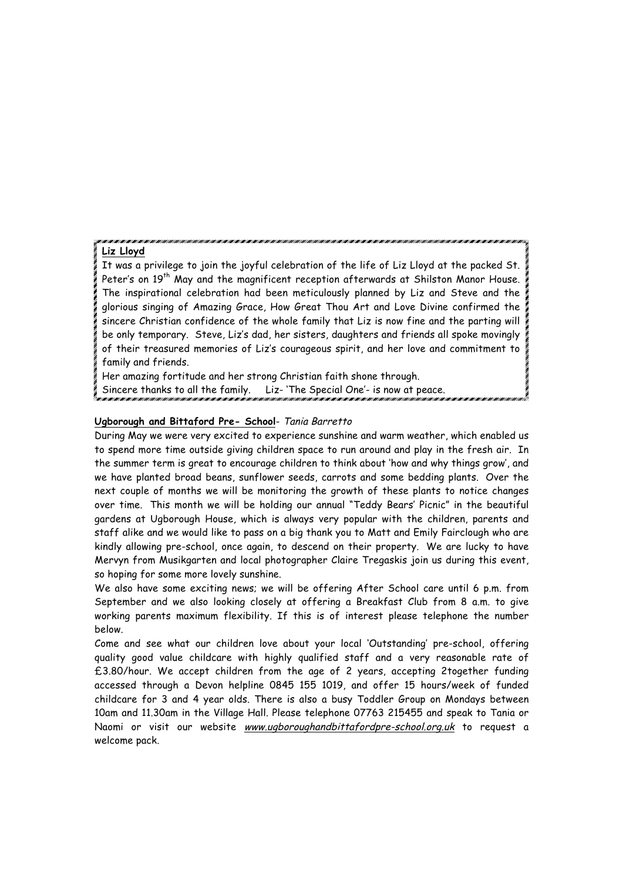**Liz Lloyd**

It was a privilege to join the joyful celebration of the life of Liz Lloyd at the packed St. Peter's on 19th May and the magnificent reception afterwards at Shilston Manor House. The inspirational celebration had been meticulously planned by Liz and Steve and the glorious singing of Amazing Grace, How Great Thou Art and Love Divine confirmed the sincere Christian confidence of the whole family that Liz is now fine and the parting will be only temporary. Steve, Liz's dad, her sisters, daughters and friends all spoke movingly of their treasured memories of Liz's courageous spirit, and her love and commitment to family and friends.

Her amazing fortitude and her strong Christian faith shone through.

Sincere thanks to all the family. Liz- 'The Special One'- is now at peace.

**Ugborough and Bittaford Pre- School**- *Tania Barretto*

During May we were very excited to experience sunshine and warm weather, which enabled us to spend more time outside giving children space to run around and play in the fresh air. In the summer term is great to encourage children to think about 'how and why things grow', and we have planted broad beans, sunflower seeds, carrots and some bedding plants. Over the next couple of months we will be monitoring the growth of these plants to notice changes over time. This month we will be holding our annual "Teddy Bears' Picnic" in the beautiful gardens at Ugborough House, which is always very popular with the children, parents and staff alike and we would like to pass on a big thank you to Matt and Emily Fairclough who are kindly allowing pre-school, once again, to descend on their property. We are lucky to have Mervyn from Musikgarten and local photographer Claire Tregaskis join us during this event, so hoping for some more lovely sunshine.

We also have some exciting news; we will be offering After School care until 6 p.m. from September and we also looking closely at offering a Breakfast Club from 8 a.m. to give working parents maximum flexibility. If this is of interest please telephone the number below.

Come and see what our children love about your local 'Outstanding' pre-school, offering quality good value childcare with highly qualified staff and a very reasonable rate of £3.80/hour. We accept children from the age of 2 years, accepting 2together funding accessed through a Devon helpline 0845 155 1019, and offer 15 hours/week of funded childcare for 3 and 4 year olds. There is also a busy Toddler Group on Mondays between 10am and 11.30am in the Village Hall. Please telephone 07763 215455 and speak to Tania or Naomi or visit our website *www.ugboroughandbittafordpre-school.org.uk* to request a welcome pack.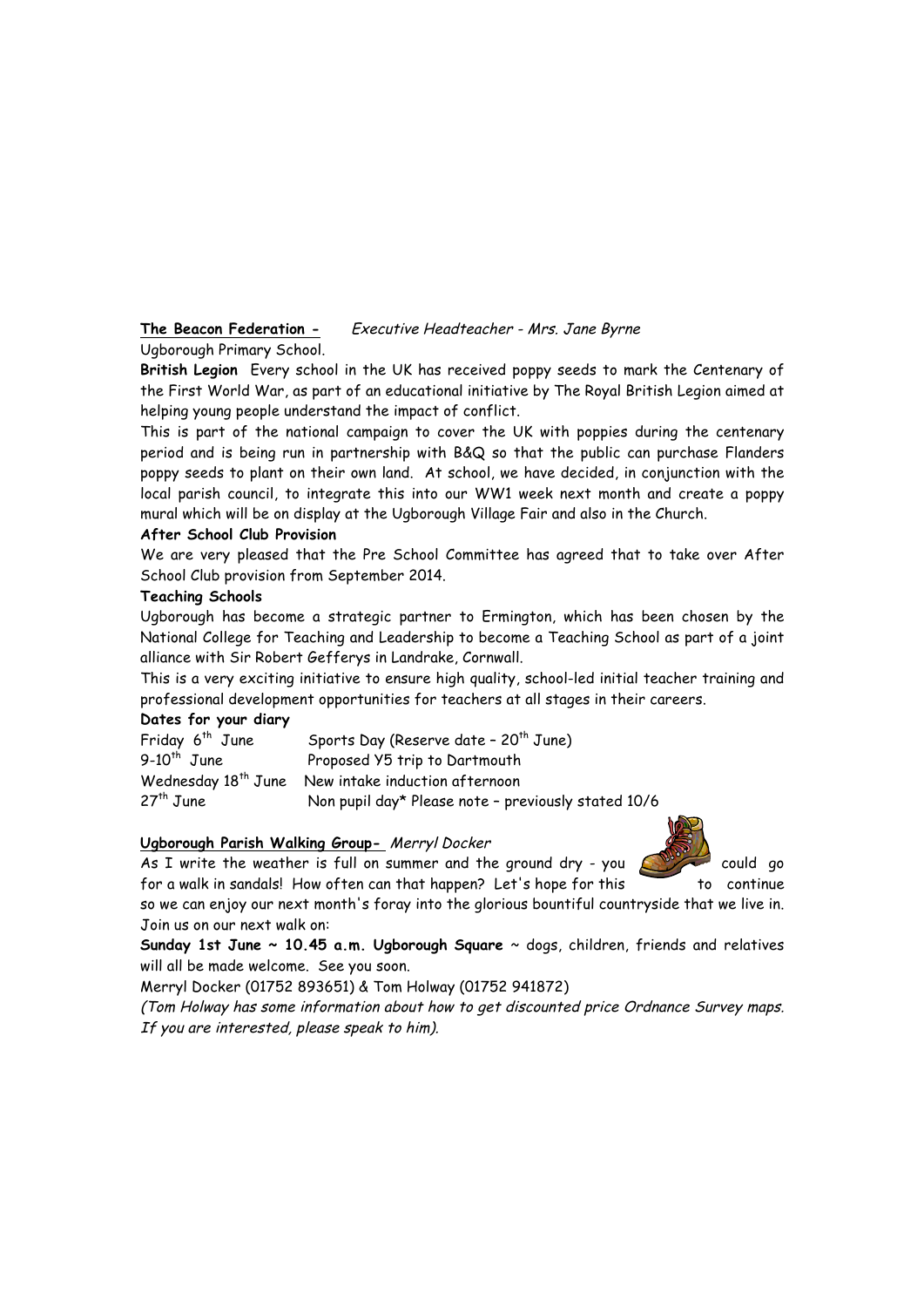**The Beacon Federation -** *Executive Headteacher - Mrs. Jane Byrne*

Ugborough Primary School.

**British Legion** Every school in the UK has received poppy seeds to mark the Centenary of the First World War, as part of an educational initiative by The Royal British Legion aimed at helping young people understand the impact of conflict.

This is part of the national campaign to cover the UK with poppies during the centenary period and is being run in partnership with B&Q so that the public can purchase Flanders poppy seeds to plant on their own land. At school, we have decided, in conjunction with the local parish council, to integrate this into our WW1 week next month and create a poppy mural which will be on display at the Ugborough Village Fair and also in the Church.

**After School Club Provision**

We are very pleased that the Pre School Committee has agreed that to take over After School Club provision from September 2014.

**Teaching Schools**

Ugborough has become a strategic partner to Ermington, which has been chosen by the National College for Teaching and Leadership to become a Teaching School as part of a joint alliance with Sir Robert Gefferys in Landrake, Cornwall.

This is a very exciting initiative to ensure high quality, school-led initial teacher training and professional development opportunities for teachers at all stages in their careers.

**Dates for your diary**

| | |
|---|---|
| Friday 6th June | Sports Day (Reserve date – 20th June) |
| 9-10th June | Proposed Y5 trip to Dartmouth |
| Wednesday 18th June | New intake induction afternoon |
| 27th June | Non pupil day* Please note – previously stated 10/6 |

**Ugborough Parish Walking Group-** *Merryl Docker*

As I write the weather is full on summer and the ground dry - you could go for a walk in sandals! How often can that happen? Let's hope for this to continue so we can enjoy our next month's foray into the glorious bountiful countryside that we live in. Join us on our next walk on:

**Sunday 1st June ~ 10.45 a.m. Ugborough Square** ~ dogs, children, friends and relatives will all be made welcome. See you soon.

Merryl Docker (01752 893651) & Tom Holway (01752 941872)

*(Tom Holway has some information about how to get discounted price Ordnance Survey maps. If you are interested, please speak to him).*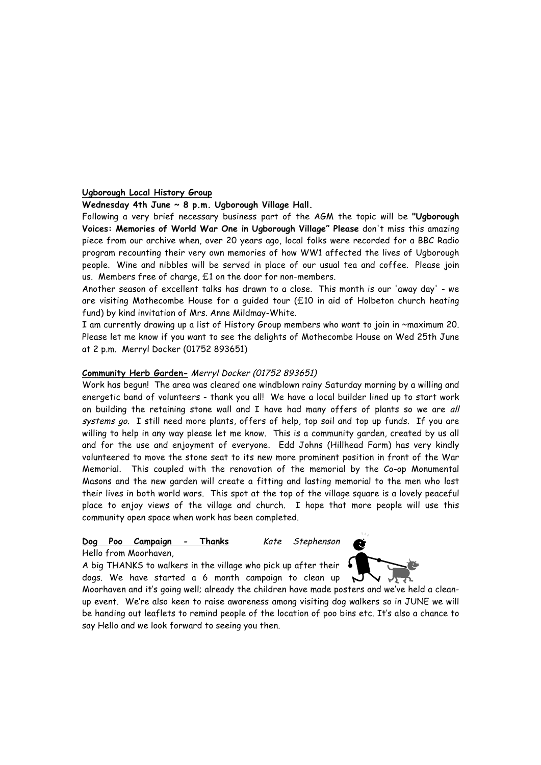**Ugborough Local History Group**

**Wednesday 4th June ~ 8 p.m. Ugborough Village Hall.**

Following a very brief necessary business part of the AGM the topic will be **"Ugborough Voices: Memories of World War One in Ugborough Village" Please** don't miss this amazing piece from our archive when, over 20 years ago, local folks were recorded for a BBC Radio program recounting their very own memories of how WW1 affected the lives of Ugborough people. Wine and nibbles will be served in place of our usual tea and coffee. Please join us. Members free of charge, £1 on the door for non-members.

Another season of excellent talks has drawn to a close. This month is our 'away day' - we are visiting Mothecombe House for a guided tour (£10 in aid of Holbeton church heating fund) by kind invitation of Mrs. Anne Mildmay-White.

I am currently drawing up a list of History Group members who want to join in ~maximum 20. Please let me know if you want to see the delights of Mothecombe House on Wed 25th June at 2 p.m. Merryl Docker (01752 893651)

**Community Herb Garden-** *Merryl Docker (01752 893651)*

Work has begun! The area was cleared one windblown rainy Saturday morning by a willing and energetic band of volunteers - thank you all! We have a local builder lined up to start work on building the retaining stone wall and I have had many offers of plants so we are *all systems go*. I still need more plants, offers of help, top soil and top up funds. If you are willing to help in any way please let me know. This is a community garden, created by us all and for the use and enjoyment of everyone. Edd Johns (Hillhead Farm) has very kindly volunteered to move the stone seat to its new more prominent position in front of the War Memorial. This coupled with the renovation of the memorial by the Co-op Monumental Masons and the new garden will create a fitting and lasting memorial to the men who lost their lives in both world wars. This spot at the top of the village square is a lovely peaceful place to enjoy views of the village and church. I hope that more people will use this community open space when work has been completed.

**Dog Poo Campaign - Thanks** *Kate Stephenson*

Hello from Moorhaven,

A big THANKS to walkers in the village who pick up after their dogs. We have started a 6 month campaign to clean up Moorhaven and it's going well; already the children have made posters and we've held a clean-up event. We're also keen to raise awareness among visiting dog walkers so in JUNE we will be handing out leaflets to remind people of the location of poo bins etc. It's also a chance to say Hello and we look forward to seeing you then.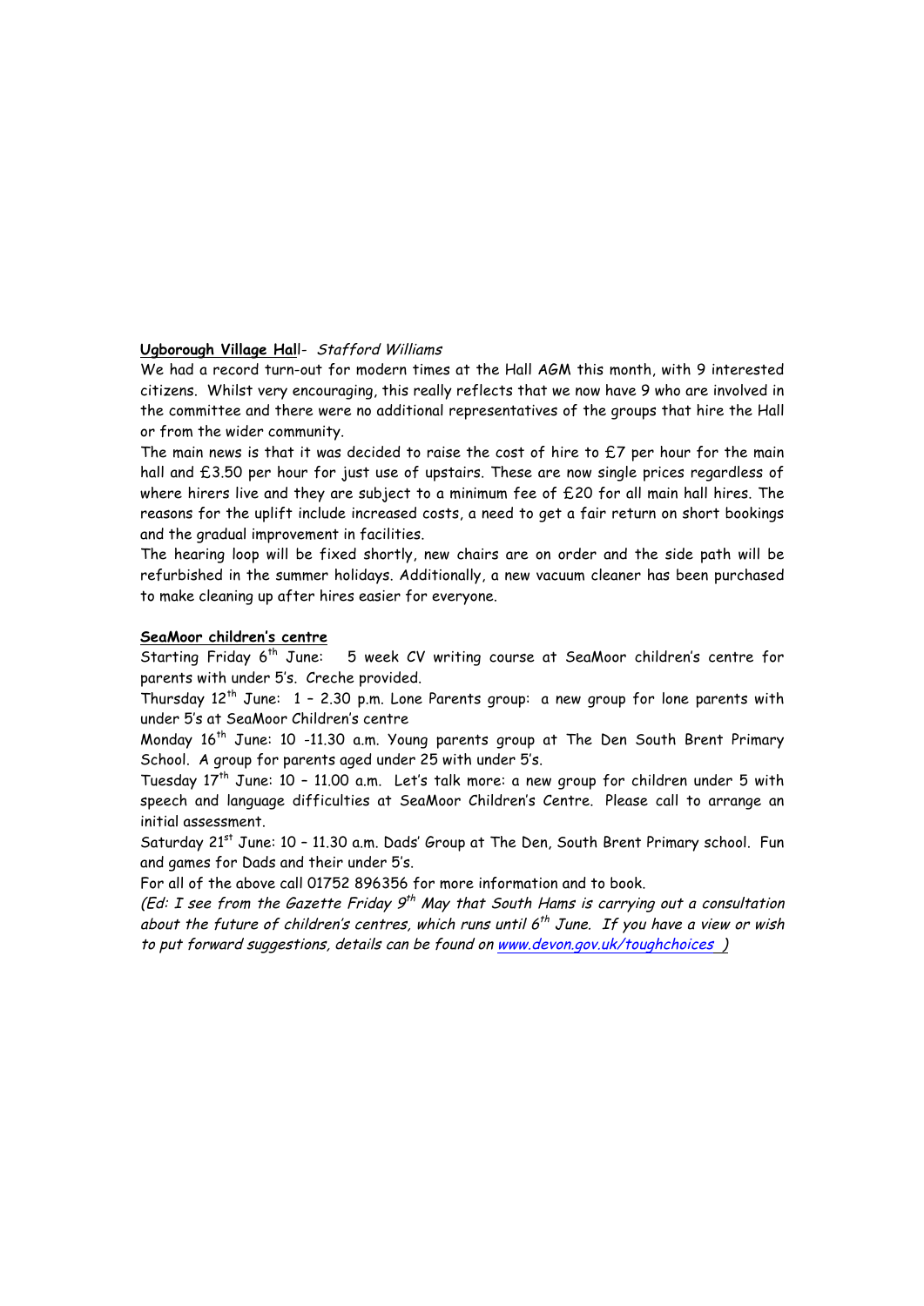**Ugborough Village Hall**- *Stafford Williams*

We had a record turn-out for modern times at the Hall AGM this month, with 9 interested citizens. Whilst very encouraging, this really reflects that we now have 9 who are involved in the committee and there were no additional representatives of the groups that hire the Hall or from the wider community.

The main news is that it was decided to raise the cost of hire to £7 per hour for the main hall and £3.50 per hour for just use of upstairs. These are now single prices regardless of where hirers live and they are subject to a minimum fee of £20 for all main hall hires. The reasons for the uplift include increased costs, a need to get a fair return on short bookings and the gradual improvement in facilities.

The hearing loop will be fixed shortly, new chairs are on order and the side path will be refurbished in the summer holidays. Additionally, a new vacuum cleaner has been purchased to make cleaning up after hires easier for everyone.

**SeaMoor children's centre**

Starting Friday 6th June: 5 week CV writing course at SeaMoor children's centre for parents with under 5's. Creche provided.

Thursday 12th June: 1 – 2.30 p.m. Lone Parents group: a new group for lone parents with under 5's at SeaMoor Children's centre

Monday 16th June: 10 -11.30 a.m. Young parents group at The Den South Brent Primary School. A group for parents aged under 25 with under 5's.

Tuesday 17th June: 10 – 11.00 a.m. Let's talk more: a new group for children under 5 with speech and language difficulties at SeaMoor Children's Centre. Please call to arrange an initial assessment.

Saturday 21st June: 10 – 11.30 a.m. Dads' Group at The Den, South Brent Primary school. Fun and games for Dads and their under 5's.

For all of the above call 01752 896356 for more information and to book.

*(Ed: I see from the Gazette Friday 9th May that South Hams is carrying out a consultation about the future of children's centres, which runs until 6th June. If you have a view or wish to put forward suggestions, details can be found on www.devon.gov.uk/toughchoices )*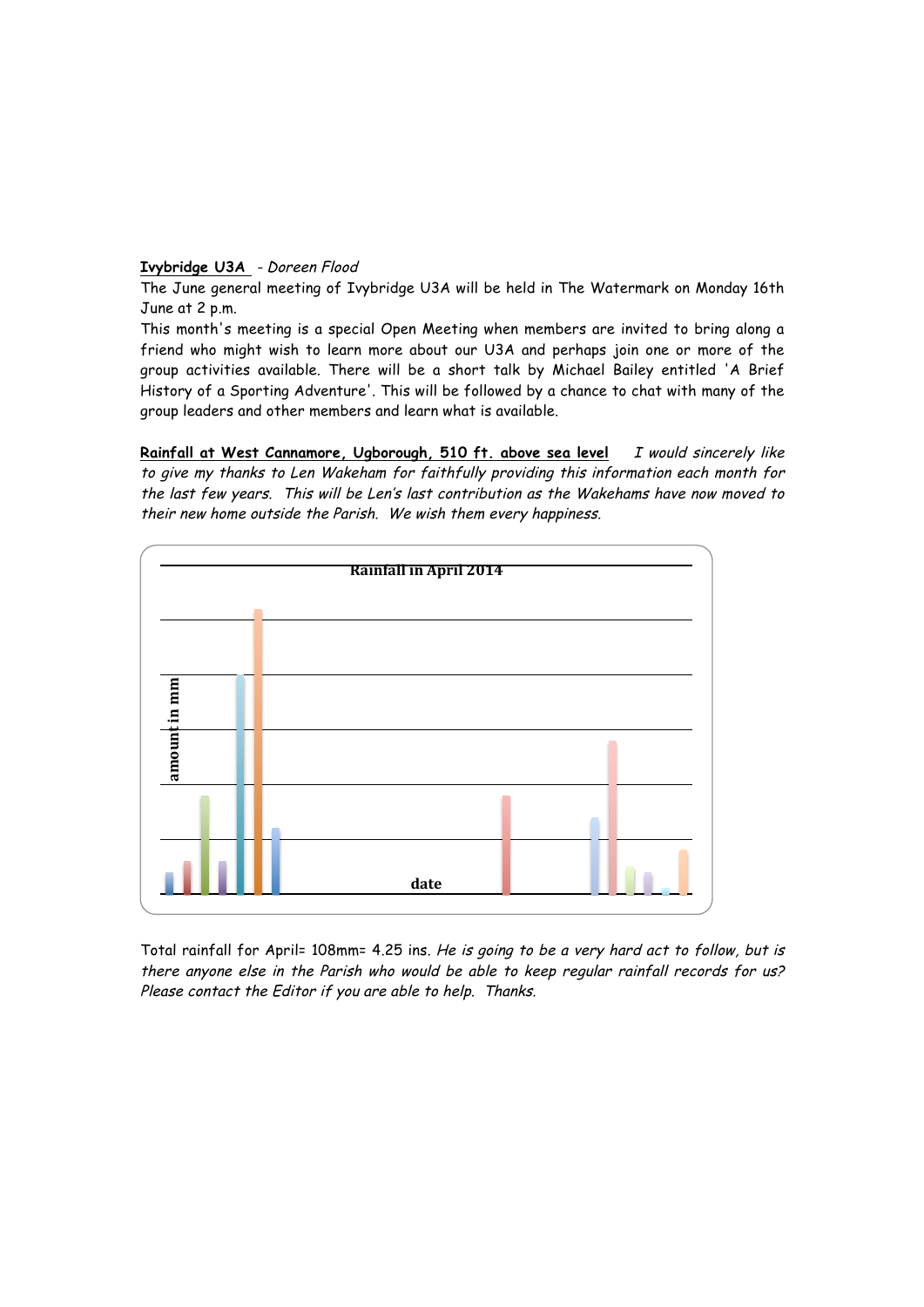**Ivybridge U3A** - *Doreen Flood*

The June general meeting of Ivybridge U3A will be held in The Watermark on Monday 16th June at 2 p.m.

This month's meeting is a special Open Meeting when members are invited to bring along a friend who might wish to learn more about our U3A and perhaps join one or more of the group activities available. There will be a short talk by Michael Bailey entitled 'A Brief History of a Sporting Adventure'. This will be followed by a chance to chat with many of the group leaders and other members and learn what is available.

**Rainfall at West Cannamore, Ugborough, 510 ft. above sea level** *I would sincerely like to give my thanks to Len Wakeham for faithfully providing this information each month for the last few years. This will be Len's last contribution as the Wakehams have now moved to their new home outside the Parish. We wish them every happiness.*

Rainfall in April 2014

amount in mm

date

Total rainfall for April= 108mm= 4.25 ins. *He is going to be a very hard act to follow, but is there anyone else in the Parish who would be able to keep regular rainfall records for us? Please contact the Editor if you are able to help. Thanks.*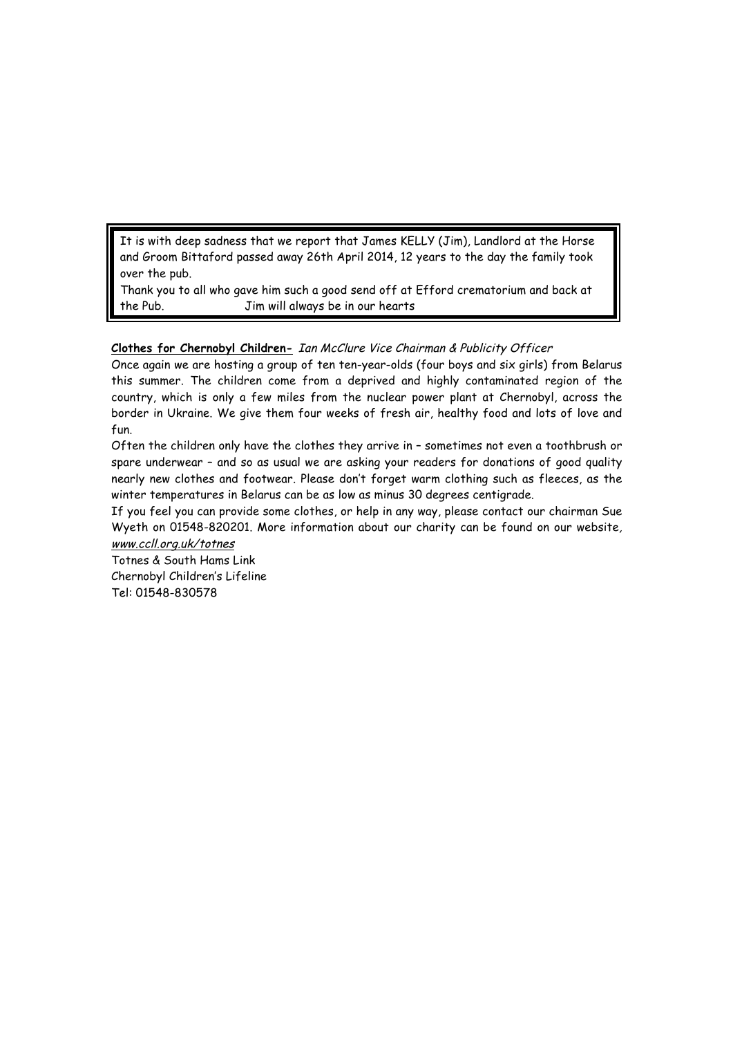It is with deep sadness that we report that James KELLY (Jim), Landlord at the Horse and Groom Bittaford passed away 26th April 2014, 12 years to the day the family took over the pub.

Thank you to all who gave him such a good send off at Efford crematorium and back at the Pub.    Jim will always be in our hearts

**Clothes for Chernobyl Children-** *Ian McClure Vice Chairman & Publicity Officer*

Once again we are hosting a group of ten ten-year-olds (four boys and six girls) from Belarus this summer. The children come from a deprived and highly contaminated region of the country, which is only a few miles from the nuclear power plant at Chernobyl, across the border in Ukraine. We give them four weeks of fresh air, healthy food and lots of love and fun.

Often the children only have the clothes they arrive in – sometimes not even a toothbrush or spare underwear – and so as usual we are asking your readers for donations of good quality nearly new clothes and footwear. Please don't forget warm clothing such as fleeces, as the winter temperatures in Belarus can be as low as minus 30 degrees centigrade.

If you feel you can provide some clothes, or help in any way, please contact our chairman Sue Wyeth on 01548-820201. More information about our charity can be found on our website, *www.ccll.org.uk/totnes*

Totnes & South Hams Link
Chernobyl Children's Lifeline
Tel: 01548-830578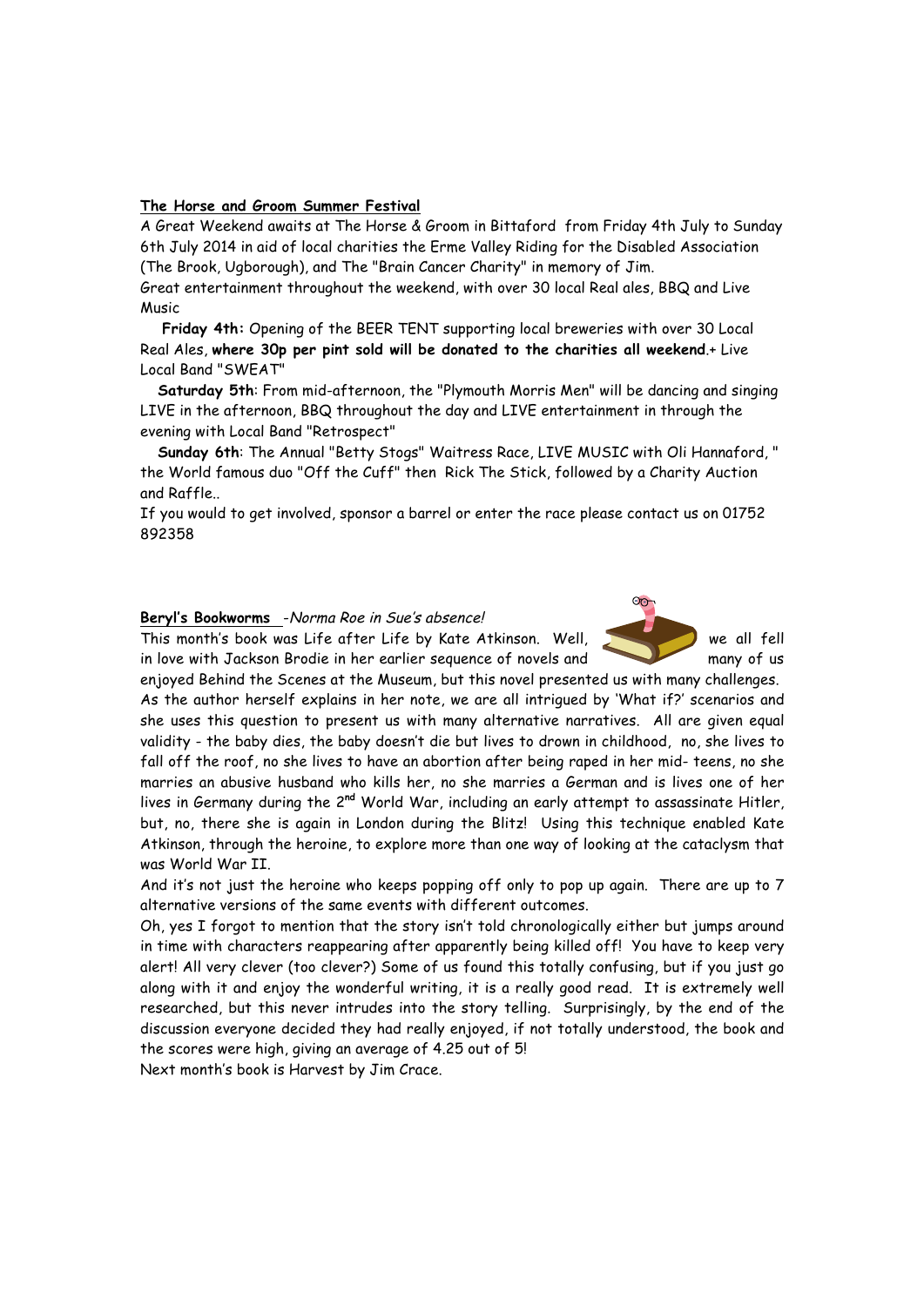**<u>The Horse and Groom Summer Festival</u>**

A Great Weekend awaits at The Horse & Groom in Bittaford from Friday 4th July to Sunday 6th July 2014 in aid of local charities the Erme Valley Riding for the Disabled Association (The Brook, Ugborough), and The "Brain Cancer Charity" in memory of Jim.

Great entertainment throughout the weekend, with over 30 local Real ales, BBQ and Live Music

**Friday 4th:** Opening of the BEER TENT supporting local breweries with over 30 Local Real Ales, **where 30p per pint sold will be donated to the charities all weekend**.+ Live Local Band "SWEAT"

**Saturday 5th**: From mid-afternoon, the "Plymouth Morris Men" will be dancing and singing LIVE in the afternoon, BBQ throughout the day and LIVE entertainment in through the evening with Local Band "Retrospect"

**Sunday 6th**: The Annual "Betty Stogs" Waitress Race, LIVE MUSIC with Oli Hannaford, " the World famous duo "Off the Cuff" then Rick The Stick, followed by a Charity Auction and Raffle..

If you would to get involved, sponsor a barrel or enter the race please contact us on 01752 892358

**<u>Beryl's Bookworms</u>** *-Norma Roe in Sue's absence!*

This month's book was Life after Life by Kate Atkinson. Well, we all fell in love with Jackson Brodie in her earlier sequence of novels and many of us enjoyed Behind the Scenes at the Museum, but this novel presented us with many challenges. As the author herself explains in her note, we are all intrigued by 'What if?' scenarios and she uses this question to present us with many alternative narratives. All are given equal validity - the baby dies, the baby doesn't die but lives to drown in childhood, no, she lives to fall off the roof, no she lives to have an abortion after being raped in her mid- teens, no she marries an abusive husband who kills her, no she marries a German and is lives one of her lives in Germany during the 2nd World War, including an early attempt to assassinate Hitler, but, no, there she is again in London during the Blitz! Using this technique enabled Kate Atkinson, through the heroine, to explore more than one way of looking at the cataclysm that was World War II.

And it's not just the heroine who keeps popping off only to pop up again. There are up to 7 alternative versions of the same events with different outcomes.

Oh, yes I forgot to mention that the story isn't told chronologically either but jumps around in time with characters reappearing after apparently being killed off! You have to keep very alert! All very clever (too clever?) Some of us found this totally confusing, but if you just go along with it and enjoy the wonderful writing, it is a really good read. It is extremely well researched, but this never intrudes into the story telling. Surprisingly, by the end of the discussion everyone decided they had really enjoyed, if not totally understood, the book and the scores were high, giving an average of 4.25 out of 5!

Next month's book is Harvest by Jim Crace.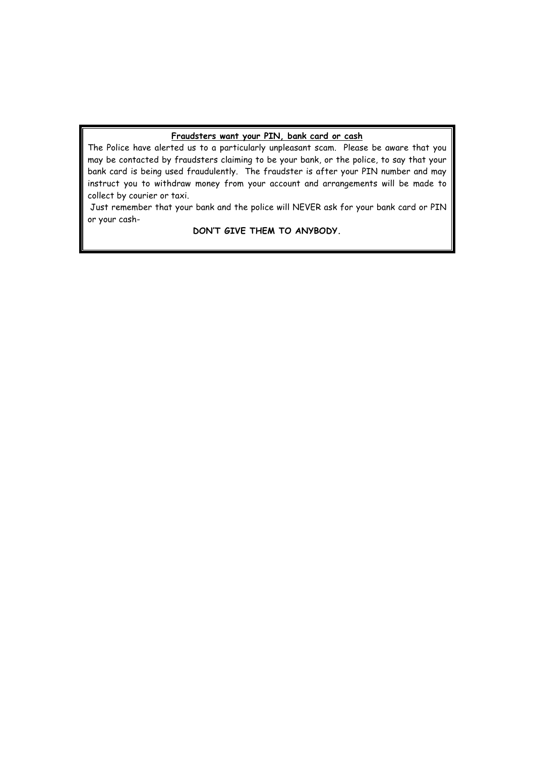**Fraudsters want your PIN, bank card or cash**

The Police have alerted us to a particularly unpleasant scam. Please be aware that you may be contacted by fraudsters claiming to be your bank, or the police, to say that your bank card is being used fraudulently. The fraudster is after your PIN number and may instruct you to withdraw money from your account and arrangements will be made to collect by courier or taxi.

Just remember that your bank and the police will NEVER ask for your bank card or PIN or your cash-

**DON'T GIVE THEM TO ANYBODY.**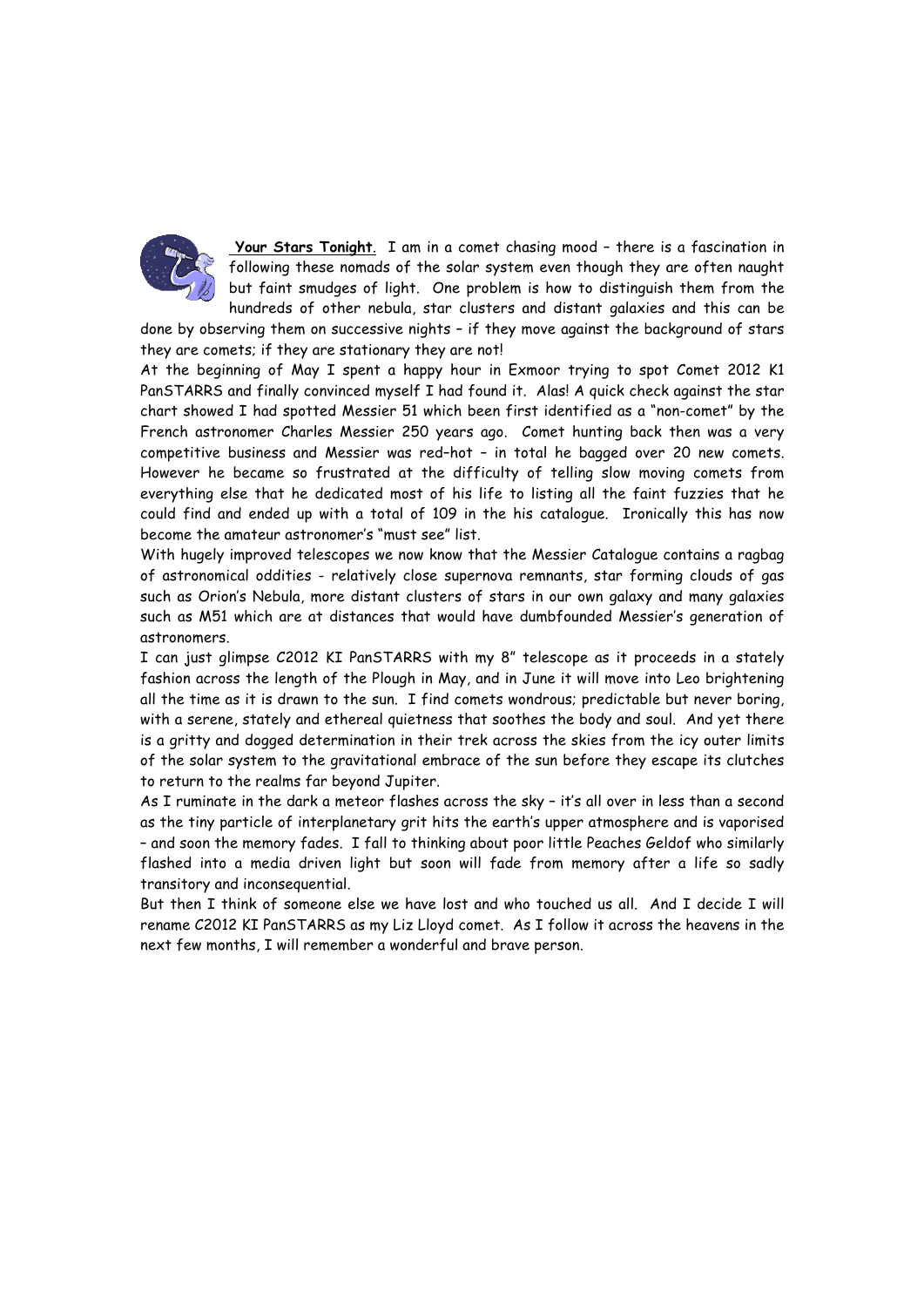**Your Stars Tonight**. I am in a comet chasing mood – there is a fascination in following these nomads of the solar system even though they are often naught but faint smudges of light. One problem is how to distinguish them from the hundreds of other nebula, star clusters and distant galaxies and this can be done by observing them on successive nights – if they move against the background of stars they are comets; if they are stationary they are not!

At the beginning of May I spent a happy hour in Exmoor trying to spot Comet 2012 K1 PanSTARRS and finally convinced myself I had found it. Alas! A quick check against the star chart showed I had spotted Messier 51 which been first identified as a "non-comet" by the French astronomer Charles Messier 250 years ago. Comet hunting back then was a very competitive business and Messier was red–hot – in total he bagged over 20 new comets. However he became so frustrated at the difficulty of telling slow moving comets from everything else that he dedicated most of his life to listing all the faint fuzzies that he could find and ended up with a total of 109 in the his catalogue. Ironically this has now become the amateur astronomer's "must see" list.

With hugely improved telescopes we now know that the Messier Catalogue contains a ragbag of astronomical oddities - relatively close supernova remnants, star forming clouds of gas such as Orion's Nebula, more distant clusters of stars in our own galaxy and many galaxies such as M51 which are at distances that would have dumbfounded Messier's generation of astronomers.

I can just glimpse C2012 KI PanSTARRS with my 8" telescope as it proceeds in a stately fashion across the length of the Plough in May, and in June it will move into Leo brightening all the time as it is drawn to the sun. I find comets wondrous; predictable but never boring, with a serene, stately and ethereal quietness that soothes the body and soul. And yet there is a gritty and dogged determination in their trek across the skies from the icy outer limits of the solar system to the gravitational embrace of the sun before they escape its clutches to return to the realms far beyond Jupiter.

As I ruminate in the dark a meteor flashes across the sky – it's all over in less than a second as the tiny particle of interplanetary grit hits the earth's upper atmosphere and is vaporised – and soon the memory fades. I fall to thinking about poor little Peaches Geldof who similarly flashed into a media driven light but soon will fade from memory after a life so sadly transitory and inconsequential.

But then I think of someone else we have lost and who touched us all. And I decide I will rename C2012 KI PanSTARRS as my Liz Lloyd comet. As I follow it across the heavens in the next few months, I will remember a wonderful and brave person.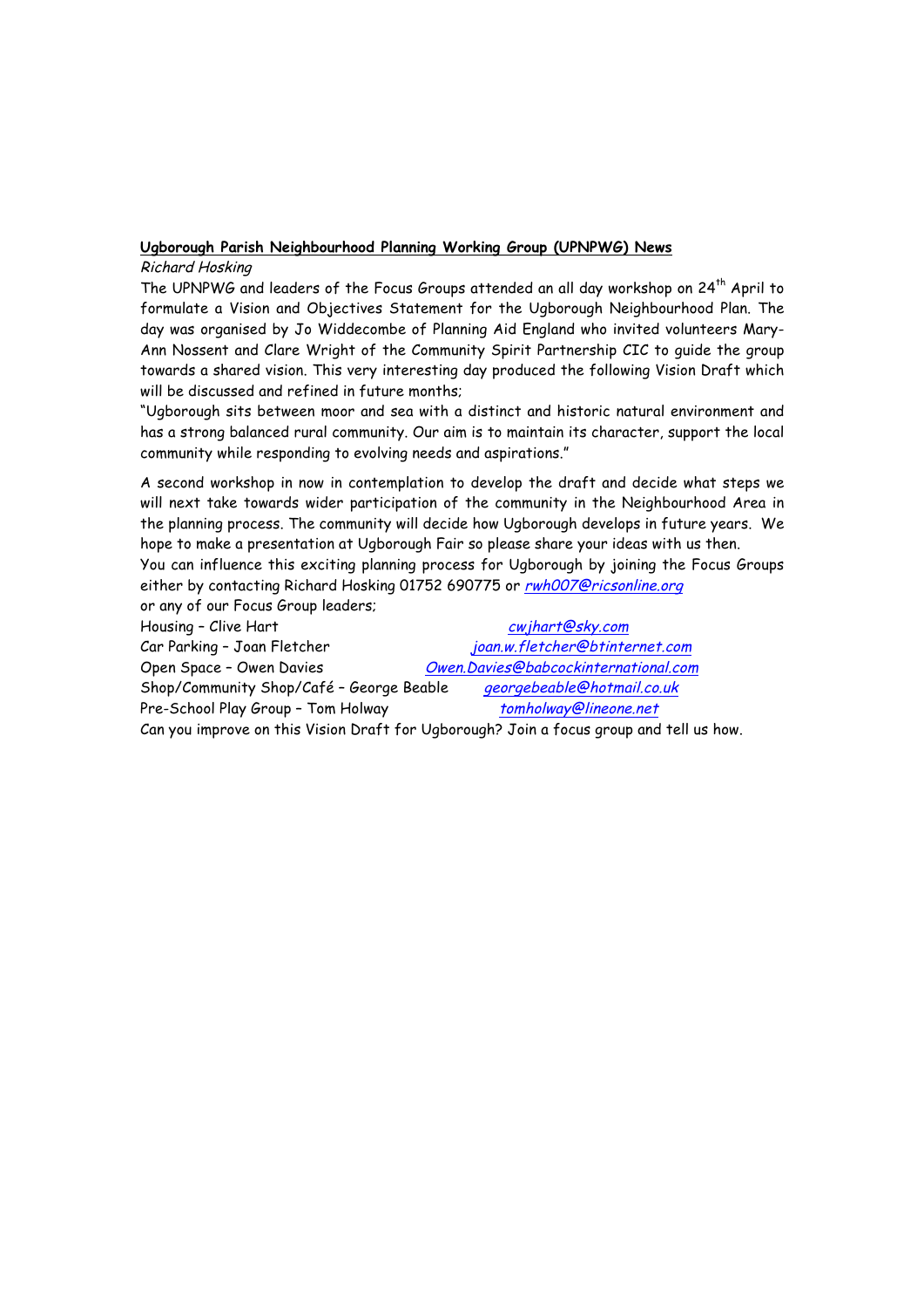**<u>Ugborough Parish Neighbourhood Planning Working Group (UPNPWG) News</u>**

*Richard Hosking*

The UPNPWG and leaders of the Focus Groups attended an all day workshop on 24th April to formulate a Vision and Objectives Statement for the Ugborough Neighbourhood Plan. The day was organised by Jo Widdecombe of Planning Aid England who invited volunteers Mary-Ann Nossent and Clare Wright of the Community Spirit Partnership CIC to guide the group towards a shared vision. This very interesting day produced the following Vision Draft which will be discussed and refined in future months;

"Ugborough sits between moor and sea with a distinct and historic natural environment and has a strong balanced rural community. Our aim is to maintain its character, support the local community while responding to evolving needs and aspirations."

A second workshop in now in contemplation to develop the draft and decide what steps we will next take towards wider participation of the community in the Neighbourhood Area in the planning process. The community will decide how Ugborough develops in future years. We hope to make a presentation at Ugborough Fair so please share your ideas with us then.

You can influence this exciting planning process for Ugborough by joining the Focus Groups either by contacting Richard Hosking 01752 690775 or *rwh007@ricsonline.org*

or any of our Focus Group leaders;

Housing – Clive Hart *cwjhart@sky.com*

Car Parking – Joan Fletcher *joan.w.fletcher@btinternet.com*

Open Space – Owen Davies *Owen.Davies@babcockinternational.com*

Shop/Community Shop/Café – George Beable *georgebeable@hotmail.co.uk*

Pre-School Play Group – Tom Holway *tomholway@lineone.net*

Can you improve on this Vision Draft for Ugborough? Join a focus group and tell us how.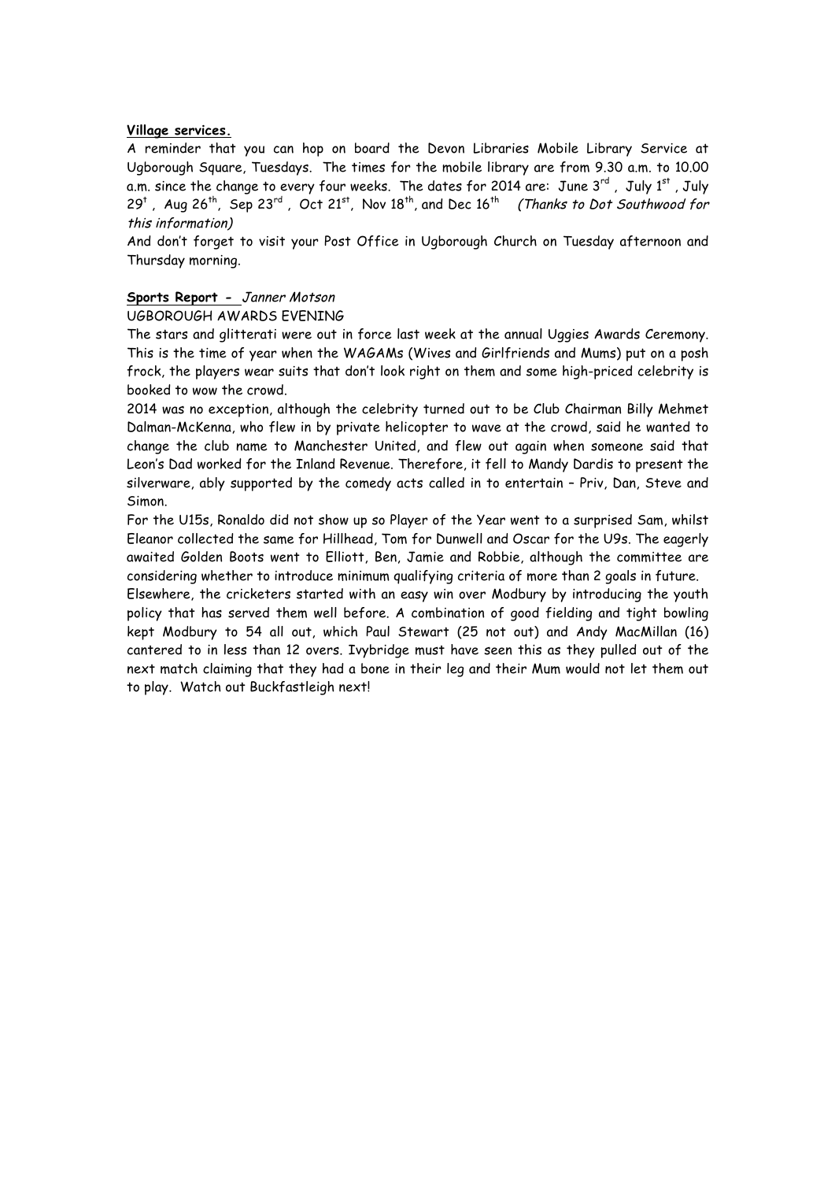**Village services.**

A reminder that you can hop on board the Devon Libraries Mobile Library Service at Ugborough Square, Tuesdays. The times for the mobile library are from 9.30 a.m. to 10.00 a.m. since the change to every four weeks. The dates for 2014 are: June 3rd , July 1st , July 29t , Aug 26th, Sep 23rd , Oct 21st, Nov 18th, and Dec 16th *(Thanks to Dot Southwood for this information)*

And don't forget to visit your Post Office in Ugborough Church on Tuesday afternoon and Thursday morning.

**Sports Report -** *Janner Motson*

UGBOROUGH AWARDS EVENING

The stars and glitterati were out in force last week at the annual Uggies Awards Ceremony. This is the time of year when the WAGAMs (Wives and Girlfriends and Mums) put on a posh frock, the players wear suits that don't look right on them and some high-priced celebrity is booked to wow the crowd.

2014 was no exception, although the celebrity turned out to be Club Chairman Billy Mehmet Dalman-McKenna, who flew in by private helicopter to wave at the crowd, said he wanted to change the club name to Manchester United, and flew out again when someone said that Leon's Dad worked for the Inland Revenue. Therefore, it fell to Mandy Dardis to present the silverware, ably supported by the comedy acts called in to entertain – Priv, Dan, Steve and Simon.

For the U15s, Ronaldo did not show up so Player of the Year went to a surprised Sam, whilst Eleanor collected the same for Hillhead, Tom for Dunwell and Oscar for the U9s. The eagerly awaited Golden Boots went to Elliott, Ben, Jamie and Robbie, although the committee are considering whether to introduce minimum qualifying criteria of more than 2 goals in future.

Elsewhere, the cricketers started with an easy win over Modbury by introducing the youth policy that has served them well before. A combination of good fielding and tight bowling kept Modbury to 54 all out, which Paul Stewart (25 not out) and Andy MacMillan (16) cantered to in less than 12 overs. Ivybridge must have seen this as they pulled out of the next match claiming that they had a bone in their leg and their Mum would not let them out to play. Watch out Buckfastleigh next!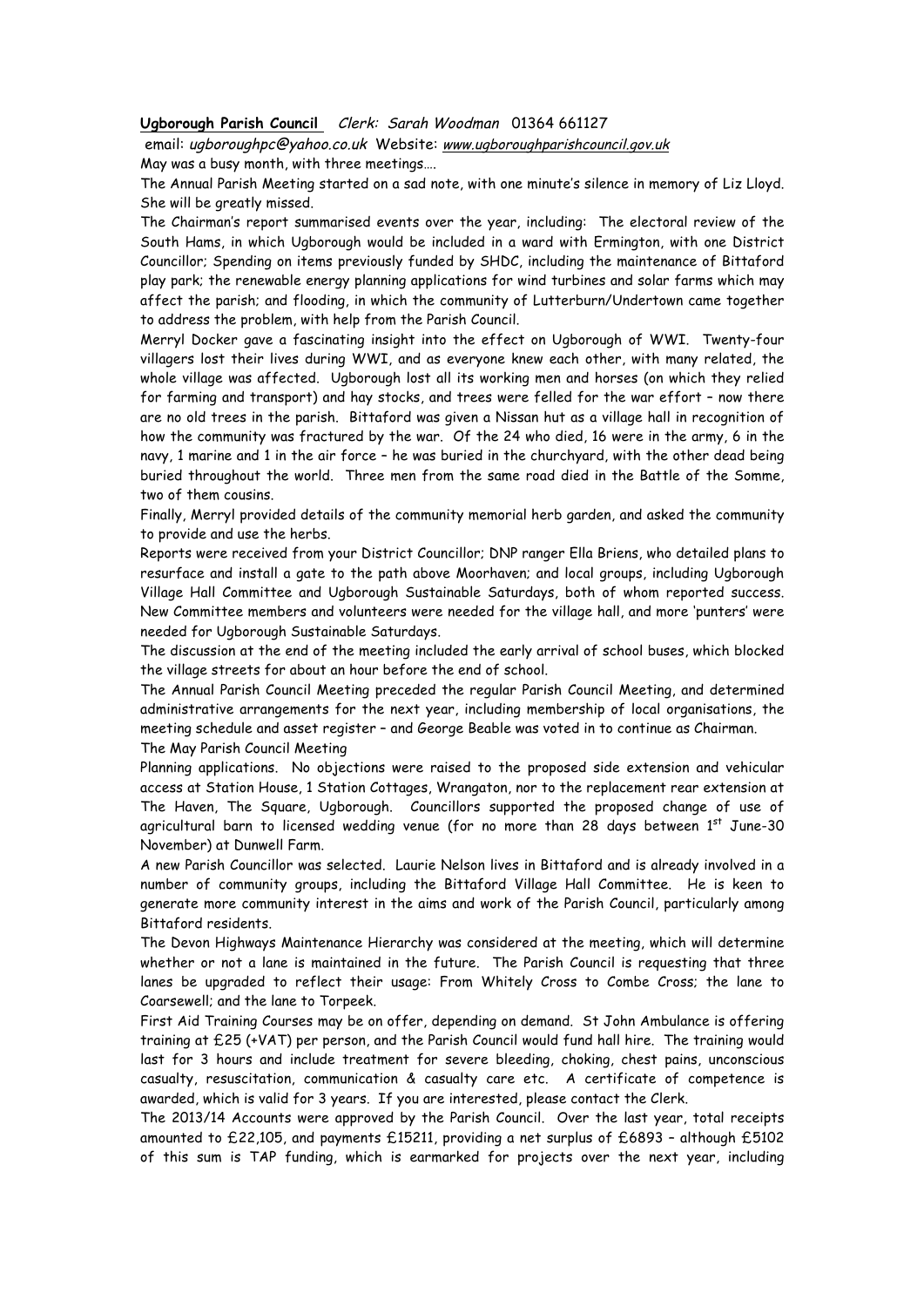**Ugborough Parish Council** *Clerk: Sarah Woodman* 01364 661127

email: *ugboroughpc@yahoo.co.uk* Website: *www.ugboroughparishcouncil.gov.uk*

May was a busy month, with three meetings….

The Annual Parish Meeting started on a sad note, with one minute's silence in memory of Liz Lloyd. She will be greatly missed.

The Chairman's report summarised events over the year, including: The electoral review of the South Hams, in which Ugborough would be included in a ward with Ermington, with one District Councillor; Spending on items previously funded by SHDC, including the maintenance of Bittaford play park; the renewable energy planning applications for wind turbines and solar farms which may affect the parish; and flooding, in which the community of Lutterburn/Undertown came together to address the problem, with help from the Parish Council.

Merryl Docker gave a fascinating insight into the effect on Ugborough of WWI. Twenty-four villagers lost their lives during WWI, and as everyone knew each other, with many related, the whole village was affected. Ugborough lost all its working men and horses (on which they relied for farming and transport) and hay stocks, and trees were felled for the war effort – now there are no old trees in the parish. Bittaford was given a Nissan hut as a village hall in recognition of how the community was fractured by the war. Of the 24 who died, 16 were in the army, 6 in the navy, 1 marine and 1 in the air force – he was buried in the churchyard, with the other dead being buried throughout the world. Three men from the same road died in the Battle of the Somme, two of them cousins.

Finally, Merryl provided details of the community memorial herb garden, and asked the community to provide and use the herbs.

Reports were received from your District Councillor; DNP ranger Ella Briens, who detailed plans to resurface and install a gate to the path above Moorhaven; and local groups, including Ugborough Village Hall Committee and Ugborough Sustainable Saturdays, both of whom reported success. New Committee members and volunteers were needed for the village hall, and more 'punters' were needed for Ugborough Sustainable Saturdays.

The discussion at the end of the meeting included the early arrival of school buses, which blocked the village streets for about an hour before the end of school.

The Annual Parish Council Meeting preceded the regular Parish Council Meeting, and determined administrative arrangements for the next year, including membership of local organisations, the meeting schedule and asset register – and George Beable was voted in to continue as Chairman.

The May Parish Council Meeting

Planning applications. No objections were raised to the proposed side extension and vehicular access at Station House, 1 Station Cottages, Wrangaton, nor to the replacement rear extension at The Haven, The Square, Ugborough. Councillors supported the proposed change of use of agricultural barn to licensed wedding venue (for no more than 28 days between 1st June-30 November) at Dunwell Farm.

A new Parish Councillor was selected. Laurie Nelson lives in Bittaford and is already involved in a number of community groups, including the Bittaford Village Hall Committee. He is keen to generate more community interest in the aims and work of the Parish Council, particularly among Bittaford residents.

The Devon Highways Maintenance Hierarchy was considered at the meeting, which will determine whether or not a lane is maintained in the future. The Parish Council is requesting that three lanes be upgraded to reflect their usage: From Whitely Cross to Combe Cross; the lane to Coarsewell; and the lane to Torpeek.

First Aid Training Courses may be on offer, depending on demand. St John Ambulance is offering training at £25 (+VAT) per person, and the Parish Council would fund hall hire. The training would last for 3 hours and include treatment for severe bleeding, choking, chest pains, unconscious casualty, resuscitation, communication & casualty care etc. A certificate of competence is awarded, which is valid for 3 years. If you are interested, please contact the Clerk.

The 2013/14 Accounts were approved by the Parish Council. Over the last year, total receipts amounted to £22,105, and payments £15211, providing a net surplus of £6893 – although £5102 of this sum is TAP funding, which is earmarked for projects over the next year, including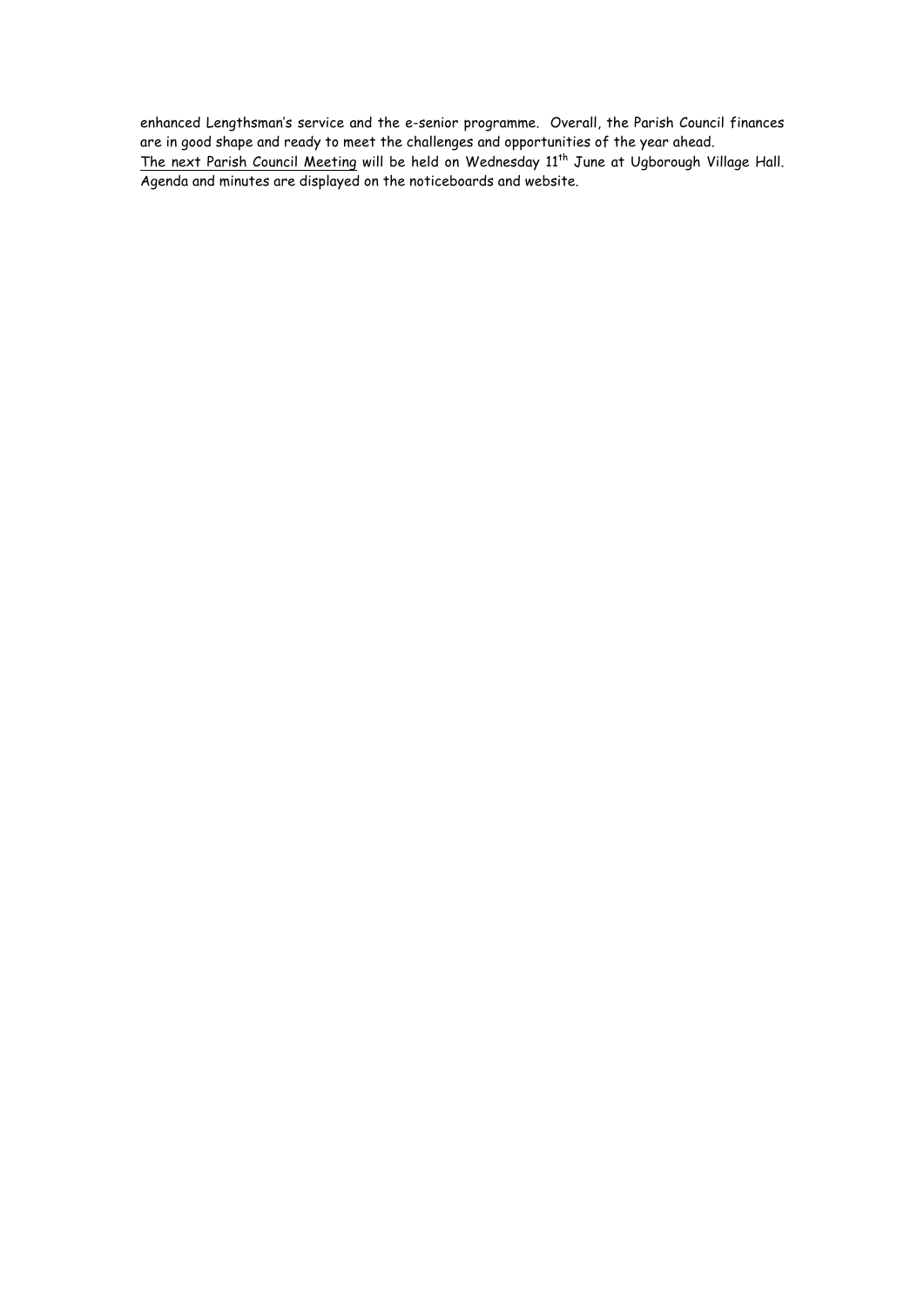enhanced Lengthsman's service and the e-senior programme. Overall, the Parish Council finances are in good shape and ready to meet the challenges and opportunities of the year ahead.

The next Parish Council Meeting will be held on Wednesday 11th June at Ugborough Village Hall. Agenda and minutes are displayed on the noticeboards and website.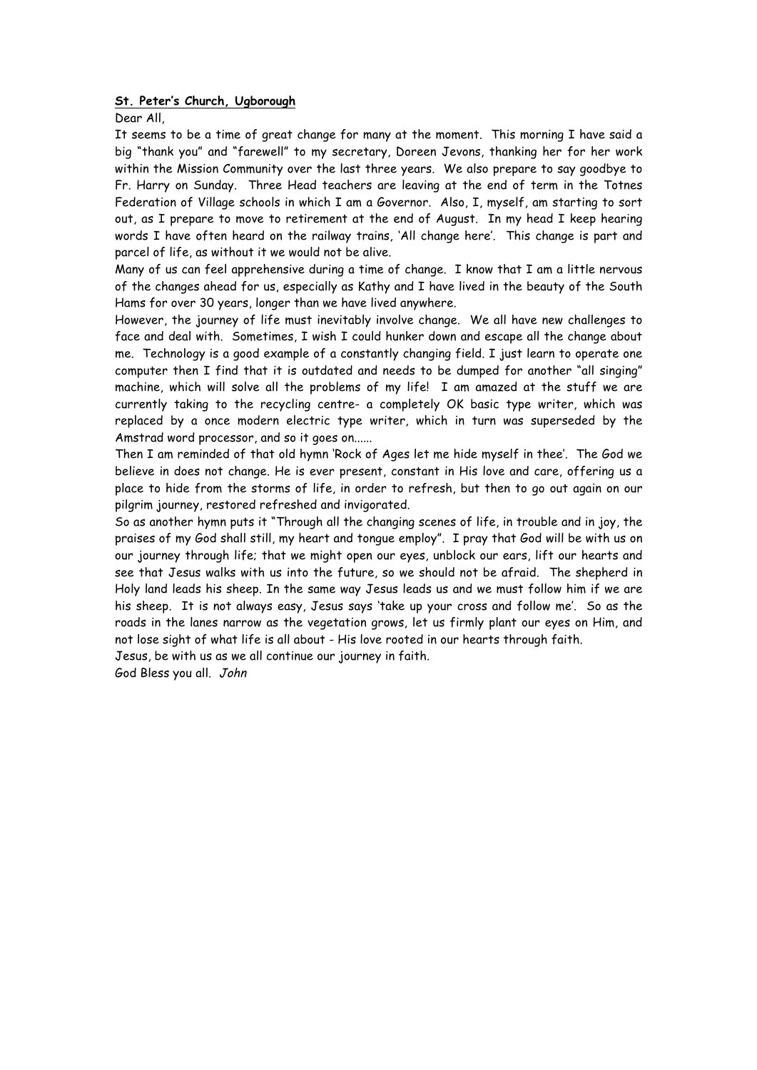**St. Peter's Church, Ugborough**

Dear All,

It seems to be a time of great change for many at the moment. This morning I have said a big "thank you" and "farewell" to my secretary, Doreen Jevons, thanking her for her work within the Mission Community over the last three years. We also prepare to say goodbye to Fr. Harry on Sunday. Three Head teachers are leaving at the end of term in the Totnes Federation of Village schools in which I am a Governor. Also, I, myself, am starting to sort out, as I prepare to move to retirement at the end of August. In my head I keep hearing words I have often heard on the railway trains, 'All change here'. This change is part and parcel of life, as without it we would not be alive.

Many of us can feel apprehensive during a time of change. I know that I am a little nervous of the changes ahead for us, especially as Kathy and I have lived in the beauty of the South Hams for over 30 years, longer than we have lived anywhere.

However, the journey of life must inevitably involve change. We all have new challenges to face and deal with. Sometimes, I wish I could hunker down and escape all the change about me. Technology is a good example of a constantly changing field. I just learn to operate one computer then I find that it is outdated and needs to be dumped for another "all singing" machine, which will solve all the problems of my life! I am amazed at the stuff we are currently taking to the recycling centre- a completely OK basic type writer, which was replaced by a once modern electric type writer, which in turn was superseded by the Amstrad word processor, and so it goes on......

Then I am reminded of that old hymn 'Rock of Ages let me hide myself in thee'. The God we believe in does not change. He is ever present, constant in His love and care, offering us a place to hide from the storms of life, in order to refresh, but then to go out again on our pilgrim journey, restored refreshed and invigorated.

So as another hymn puts it "Through all the changing scenes of life, in trouble and in joy, the praises of my God shall still, my heart and tongue employ". I pray that God will be with us on our journey through life; that we might open our eyes, unblock our ears, lift our hearts and see that Jesus walks with us into the future, so we should not be afraid. The shepherd in Holy land leads his sheep. In the same way Jesus leads us and we must follow him if we are his sheep. It is not always easy, Jesus says 'take up your cross and follow me'. So as the roads in the lanes narrow as the vegetation grows, let us firmly plant our eyes on Him, and not lose sight of what life is all about - His love rooted in our hearts through faith.

Jesus, be with us as we all continue our journey in faith.

God Bless you all. *John*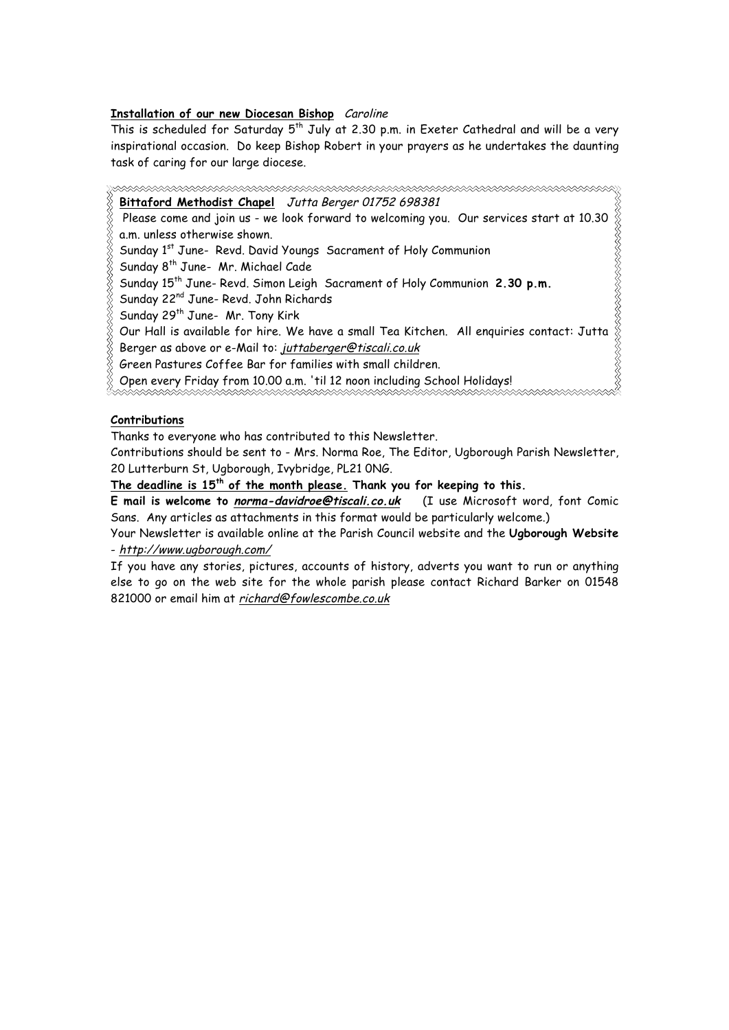**Installation of our new Diocesan Bishop** *Caroline*

This is scheduled for Saturday 5th July at 2.30 p.m. in Exeter Cathedral and will be a very inspirational occasion. Do keep Bishop Robert in your prayers as he undertakes the daunting task of caring for our large diocese.

**Bittaford Methodist Chapel** *Jutta Berger 01752 698381*

Please come and join us - we look forward to welcoming you. Our services start at 10.30 a.m. unless otherwise shown.

Sunday 1st June- Revd. David Youngs Sacrament of Holy Communion

Sunday 8th June- Mr. Michael Cade

Sunday 15th June- Revd. Simon Leigh Sacrament of Holy Communion **2.30 p.m.**

Sunday 22nd June- Revd. John Richards

Sunday 29th June- Mr. Tony Kirk

Our Hall is available for hire. We have a small Tea Kitchen. All enquiries contact: Jutta Berger as above or e-Mail to: *juttaberger@tiscali.co.uk*

Green Pastures Coffee Bar for families with small children.

Open every Friday from 10.00 a.m. 'til 12 noon including School Holidays!

**Contributions**

Thanks to everyone who has contributed to this Newsletter.

Contributions should be sent to - Mrs. Norma Roe, The Editor, Ugborough Parish Newsletter, 20 Lutterburn St, Ugborough, Ivybridge, PL21 0NG.

**The deadline is 15th of the month please. Thank you for keeping to this.**

**E mail is welcome to *norma-davidroe@tiscali.co.uk*** (I use Microsoft word, font Comic Sans. Any articles as attachments in this format would be particularly welcome.)

Your Newsletter is available online at the Parish Council website and the **Ugborough Website** - *http://www.ugborough.com/*

If you have any stories, pictures, accounts of history, adverts you want to run or anything else to go on the web site for the whole parish please contact Richard Barker on 01548 821000 or email him at *richard@fowlescombe.co.uk*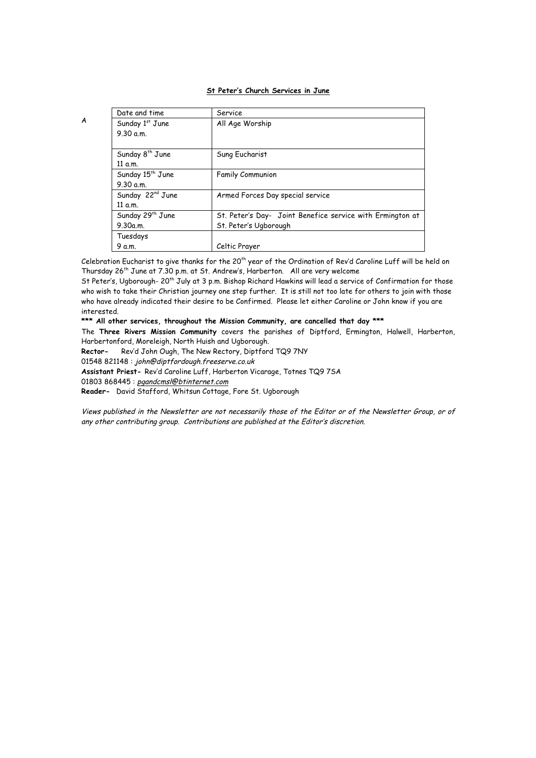**St Peter's Church Services in June**

A

| Date and time | Service |
|---|---|
| Sunday 1st June 9.30 a.m. | All Age Worship |
| Sunday 8th June 11 a.m. | Sung Eucharist |
| Sunday 15th June 9.30 a.m. | Family Communion |
| Sunday 22nd June 11 a.m. | Armed Forces Day special service |
| Sunday 29th June 9.30a.m. | St. Peter's Day- Joint Benefice service with Ermington at St. Peter's Ugborough |
| Tuesdays 9 a.m. | Celtic Prayer |

Celebration Eucharist to give thanks for the 20th year of the Ordination of Rev'd Caroline Luff will be held on Thursday 26th June at 7.30 p.m. at St. Andrew's, Harberton. All are very welcome

St Peter's, Ugborough- 20th July at 3 p.m. Bishop Richard Hawkins will lead a service of Confirmation for those who wish to take their Christian journey one step further. It is still not too late for others to join with those who have already indicated their desire to be Confirmed. Please let either Caroline or John know if you are interested.

**\*\*\* All other services, throughout the Mission Community, are cancelled that day \*\*\***

The **Three Rivers Mission Community** covers the parishes of Diptford, Ermington, Halwell, Harberton, Harbertonford, Moreleigh, North Huish and Ugborough.

**Rector-** Rev'd John Ough, The New Rectory, Diptford TQ9 7NY

01548 821148 : *john@diptfordough.freeserve.co.uk*

**Assistant Priest-** Rev'd Caroline Luff, Harberton Vicarage, Totnes TQ9 7SA

01803 868445 : *pgandcmsl@btinternet.com*

**Reader-** David Stafford, Whitsun Cottage, Fore St. Ugborough

*Views published in the Newsletter are not necessarily those of the Editor or of the Newsletter Group, or of any other contributing group. Contributions are published at the Editor's discretion.*